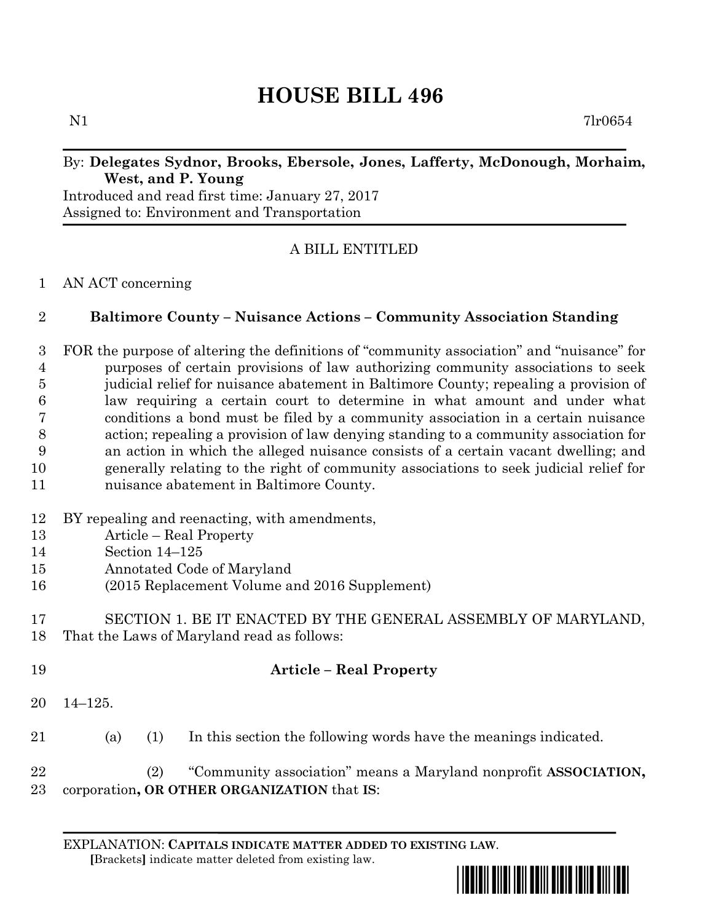# HOUSE BILL 496

N1 7lr0654

By: **Delegates Sydnor, Brooks, Ebersole, Jones, Lafferty, McDonough, Morhaim, West, and P. Young**

Introduced and read first time: January 27, 2017

Assigned to: Environment and Transportation

A BILL ENTITLED

AN ACT concerning

## Baltimore County – Nuisance Actions – Community Association Standing

FOR the purpose of altering the definitions of "community association" and "nuisance" for purposes of certain provisions of law authorizing community associations to seek judicial relief for nuisance abatement in Baltimore County; repealing a provision of law requiring a certain court to determine in what amount and under what conditions a bond must be filed by a community association in a certain nuisance action; repealing a provision of law denying standing to a community association for an action in which the alleged nuisance consists of a certain vacant dwelling; and generally relating to the right of community associations to seek judicial relief for nuisance abatement in Baltimore County.

BY repealing and reenacting, with amendments,

Article – Real Property

Section 14–125

Annotated Code of Maryland

(2015 Replacement Volume and 2016 Supplement)

SECTION 1. BE IT ENACTED BY THE GENERAL ASSEMBLY OF MARYLAND, That the Laws of Maryland read as follows:

**Article – Real Property**

14–125.

(a) (1) In this section the following words have the meanings indicated.

(2) "Community association" means a Maryland nonprofit **ASSOCIATION,** corporation**, OR OTHER ORGANIZATION** that **IS**:

EXPLANATION: **CAPITALS INDICATE MATTER ADDED TO EXISTING LAW.**

**[**Brackets**]** indicate matter deleted from existing law.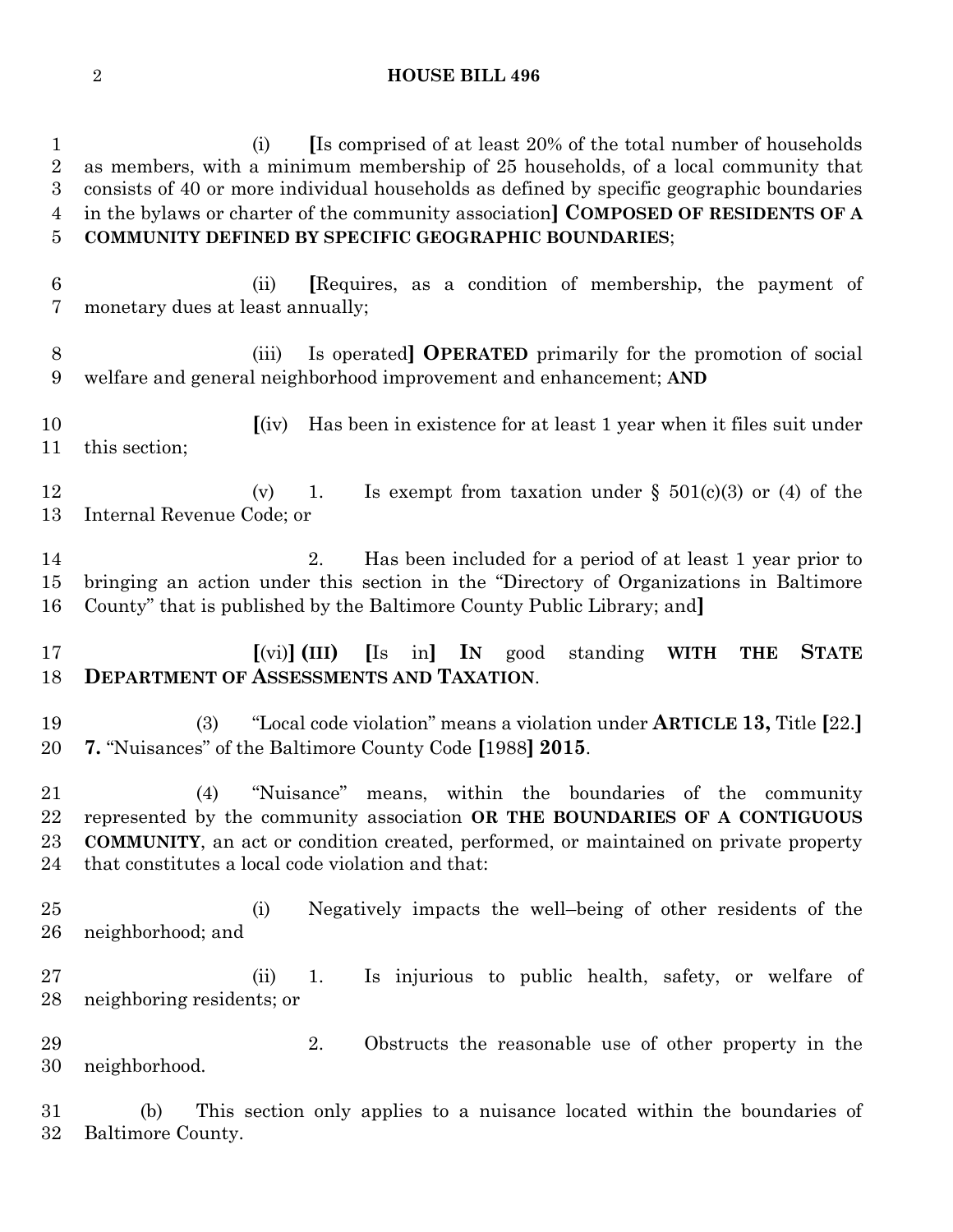(i) **[**Is comprised of at least 20% of the total number of households as members, with a minimum membership of 25 households, of a local community that consists of 40 or more individual households as defined by specific geographic boundaries in the bylaws or charter of the community association**] COMPOSED OF RESIDENTS OF A COMMUNITY DEFINED BY SPECIFIC GEOGRAPHIC BOUNDARIES**;

(ii) **[**Requires, as a condition of membership, the payment of monetary dues at least annually;

(iii) Is operated**] OPERATED** primarily for the promotion of social welfare and general neighborhood improvement and enhancement; **AND**

**[**(iv) Has been in existence for at least 1 year when it files suit under this section;

(v) 1. Is exempt from taxation under § 501(c)(3) or (4) of the Internal Revenue Code; or

2. Has been included for a period of at least 1 year prior to bringing an action under this section in the "Directory of Organizations in Baltimore County" that is published by the Baltimore County Public Library; and**]**

**[**(vi)**] (III) [**Is in**] IN** good standing **WITH THE STATE DEPARTMENT OF ASSESSMENTS AND TAXATION**.

(3) "Local code violation" means a violation under **ARTICLE 13,** Title **[**22.**] 7.** "Nuisances" of the Baltimore County Code **[**1988**] 2015**.

(4) "Nuisance" means, within the boundaries of the community represented by the community association **OR THE BOUNDARIES OF A CONTIGUOUS COMMUNITY**, an act or condition created, performed, or maintained on private property that constitutes a local code violation and that:

(i) Negatively impacts the well–being of other residents of the neighborhood; and

(ii) 1. Is injurious to public health, safety, or welfare of neighboring residents; or

2. Obstructs the reasonable use of other property in the neighborhood.

(b) This section only applies to a nuisance located within the boundaries of Baltimore County.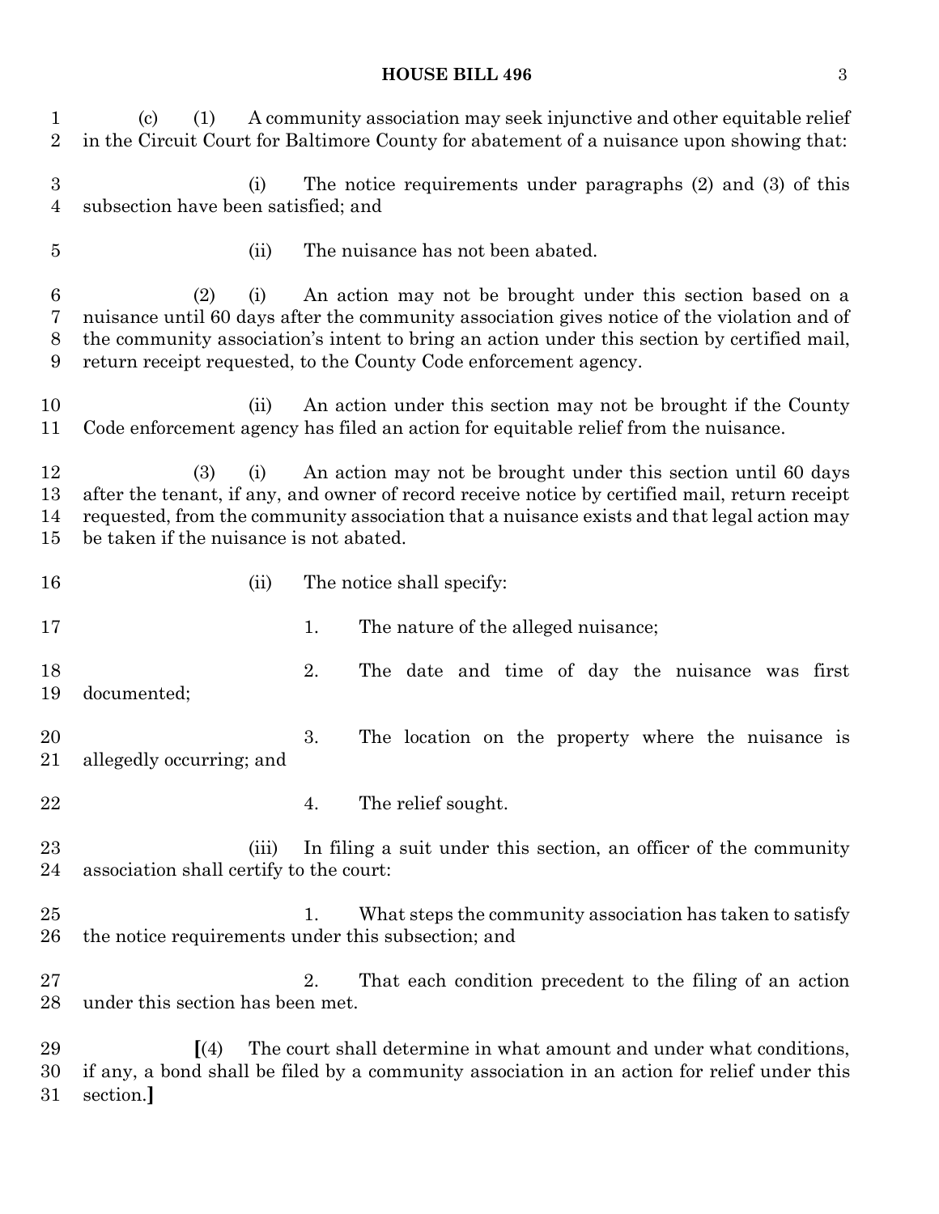(c) (1) A community association may seek injunctive and other equitable relief in the Circuit Court for Baltimore County for abatement of a nuisance upon showing that:

(i) The notice requirements under paragraphs (2) and (3) of this subsection have been satisfied; and

(ii) The nuisance has not been abated.

(2) (i) An action may not be brought under this section based on a nuisance until 60 days after the community association gives notice of the violation and of the community association's intent to bring an action under this section by certified mail, return receipt requested, to the County Code enforcement agency.

(ii) An action under this section may not be brought if the County Code enforcement agency has filed an action for equitable relief from the nuisance.

(3) (i) An action may not be brought under this section until 60 days after the tenant, if any, and owner of record receive notice by certified mail, return receipt requested, from the community association that a nuisance exists and that legal action may be taken if the nuisance is not abated.

(ii) The notice shall specify:

1. The nature of the alleged nuisance;

2. The date and time of day the nuisance was first documented;

3. The location on the property where the nuisance is allegedly occurring; and

4. The relief sought.

(iii) In filing a suit under this section, an officer of the community association shall certify to the court:

1. What steps the community association has taken to satisfy the notice requirements under this subsection; and

2. That each condition precedent to the filing of an action under this section has been met.

**[**(4) The court shall determine in what amount and under what conditions, if any, a bond shall be filed by a community association in an action for relief under this section.**]**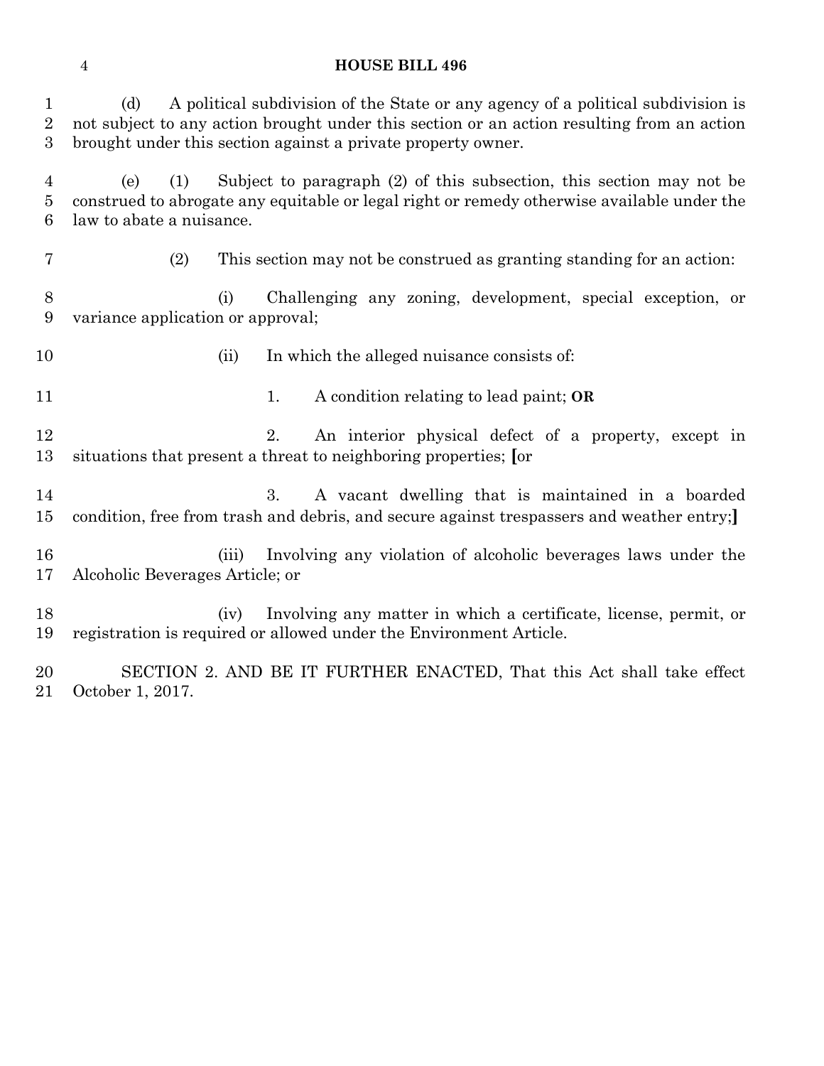(d) A political subdivision of the State or any agency of a political subdivision is not subject to any action brought under this section or an action resulting from an action brought under this section against a private property owner.

(e) (1) Subject to paragraph (2) of this subsection, this section may not be construed to abrogate any equitable or legal right or remedy otherwise available under the law to abate a nuisance.

(2) This section may not be construed as granting standing for an action:

(i) Challenging any zoning, development, special exception, or variance application or approval;

(ii) In which the alleged nuisance consists of:

1. A condition relating to lead paint; **OR**

2. An interior physical defect of a property, except in situations that present a threat to neighboring properties; [or

3. A vacant dwelling that is maintained in a boarded condition, free from trash and debris, and secure against trespassers and weather entry;]

(iii) Involving any violation of alcoholic beverages laws under the Alcoholic Beverages Article; or

(iv) Involving any matter in which a certificate, license, permit, or registration is required or allowed under the Environment Article.

SECTION 2. AND BE IT FURTHER ENACTED, That this Act shall take effect October 1, 2017.